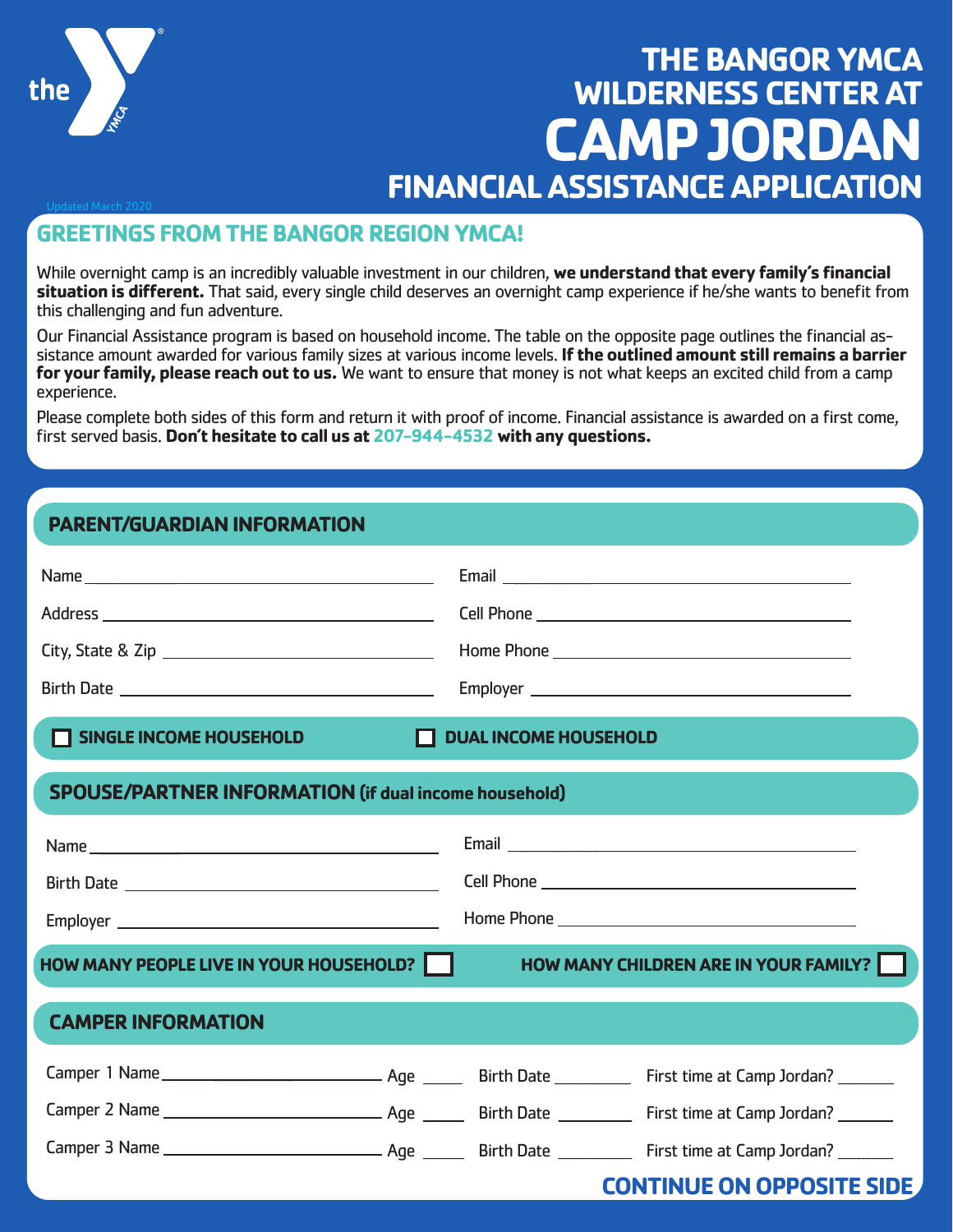# THE BANGOR YMCA WILDERNESS CENTER AT CAMP JORDAN

## FINANCIAL ASSISTANCE APPLICATION

Updated March 2020

## GREETINGS FROM THE BANGOR REGION YMCA!

While overnight camp is an incredibly valuable investment in our children, **we understand that every family's financial situation is different.** That said, every single child deserves an overnight camp experience if he/she wants to benefit from this challenging and fun adventure.

Our Financial Assistance program is based on household income. The table on the opposite page outlines the financial assistance amount awarded for various family sizes at various income levels. **If the outlined amount still remains a barrier for your family, please reach out to us.** We want to ensure that money is not what keeps an excited child from a camp experience.

Please complete both sides of this form and return it with proof of income. Financial assistance is awarded on a first come, first served basis. **Don't hesitate to call us at 207-944-4532 with any questions.**

## PARENT/GUARDIAN INFORMATION

Name ______________________ Email ______________________

Address ______________________ Cell Phone ______________________

City, State & Zip ______________________ Home Phone ______________________

Birth Date ______________________ Employer ______________________

☐ **SINGLE INCOME HOUSEHOLD** ☐ **DUAL INCOME HOUSEHOLD**

## SPOUSE/PARTNER INFORMATION (if dual income household)

Name ______________________ Email ______________________

Birth Date ______________________ Cell Phone ______________________

Employer ______________________ Home Phone ______________________

**HOW MANY PEOPLE LIVE IN YOUR HOUSEHOLD?** ☐ **HOW MANY CHILDREN ARE IN YOUR FAMILY?** ☐

## CAMPER INFORMATION

Camper 1 Name ______________ Age ____ Birth Date ________ First time at Camp Jordan? ______

Camper 2 Name ______________ Age ____ Birth Date ________ First time at Camp Jordan? ______

Camper 3 Name ______________ Age ____ Birth Date ________ First time at Camp Jordan? ______

**CONTINUE ON OPPOSITE SIDE**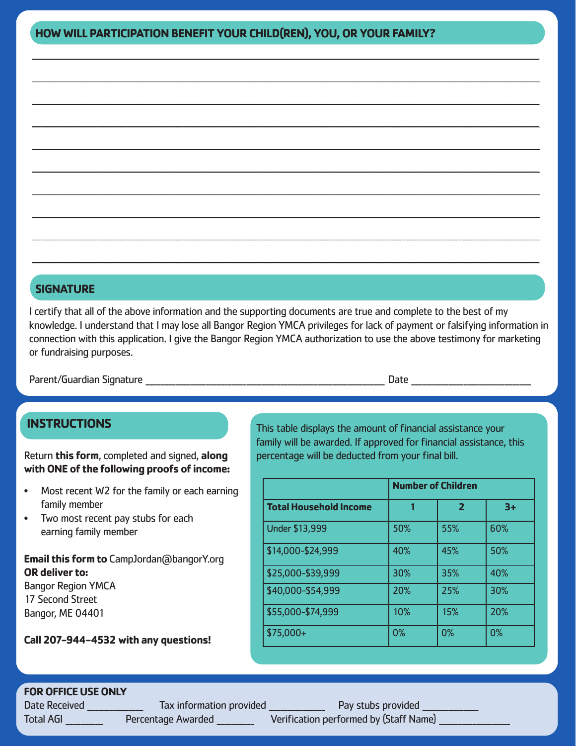## HOW WILL PARTICIPATION BENEFIT YOUR CHILD(REN), YOU, OR YOUR FAMILY?

________________________________________________________________________________

________________________________________________________________________________

________________________________________________________________________________

________________________________________________________________________________

________________________________________________________________________________

________________________________________________________________________________

________________________________________________________________________________

________________________________________________________________________________

________________________________________________________________________________

________________________________________________________________________________

## SIGNATURE

I certify that all of the above information and the supporting documents are true and complete to the best of my knowledge. I understand that I may lose all Bangor Region YMCA privileges for lack of payment or falsifying information in connection with this application. I give the Bangor Region YMCA authorization to use the above testimony for marketing or fundraising purposes.

Parent/Guardian Signature ______________________________________________ Date ______________________

## INSTRUCTIONS

Return **this form**, completed and signed, **along with ONE of the following proofs of income:**

- Most recent W2 for the family or each earning family member
- Two most recent pay stubs for each earning family member

**Email this form to** CampJordan@bangorY.org
**OR deliver to:**
Bangor Region YMCA
17 Second Street
Bangor, ME 04401

**Call 207-944-4532 with any questions!**

This table displays the amount of financial assistance your family will be awarded. If approved for financial assistance, this percentage will be deducted from your final bill.

| | **Number of Children** | | |
|---|---|---|---|
| **Total Household Income** | **1** | **2** | **3+** |
| Under $13,999 | 50% | 55% | 60% |
| $14,000-$24,999 | 40% | 45% | 50% |
| $25,000-$39,999 | 30% | 35% | 40% |
| $40,000-$54,999 | 20% | 25% | 30% |
| $55,000-$74,999 | 10% | 15% | 20% |
| $75,000+ | 0% | 0% | 0% |

**FOR OFFICE USE ONLY**

Date Received __________ Tax information provided __________ Pay stubs provided __________

Total AGI _______ Percentage Awarded _______ Verification performed by (Staff Name) _____________